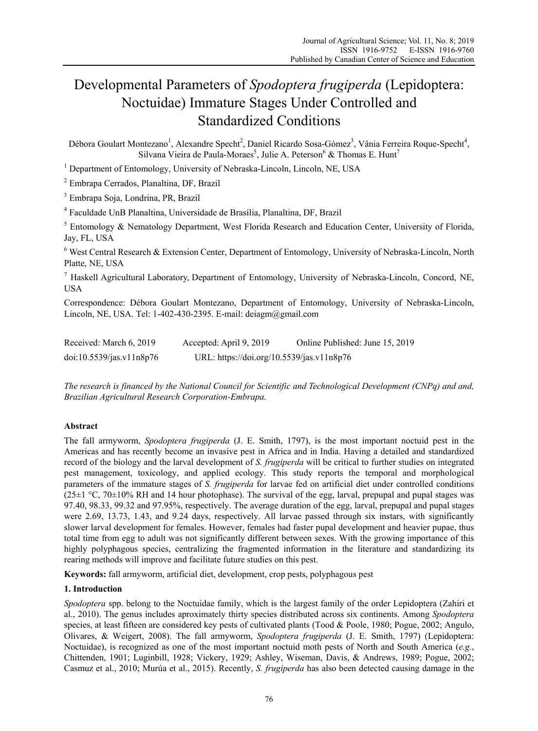# Developmental Parameters of *Spodoptera frugiperda* (Lepidoptera: Noctuidae) Immature Stages Under Controlled and Standardized Conditions

Débora Goulart Montezano[1], Alexandre Specht[2], Daniel Ricardo Sosa-Gómez[3], Vânia Ferreira Roque-Specht[4], Silvana Vieira de Paula-Moraes[5], Julie A. Peterson[6] & Thomas E. Hunt[7]

[1] Department of Entomology, University of Nebraska-Lincoln, Lincoln, NE, USA

[2] Embrapa Cerrados, Planaltina, DF, Brazil

[3] Embrapa Soja, Londrina, PR, Brazil

[4] Faculdade UnB Planaltina, Universidade de Brasília, Planaltina, DF, Brazil

[5] Entomology & Nematology Department, West Florida Research and Education Center, University of Florida, Jay, FL, USA

[6] West Central Research & Extension Center, Department of Entomology, University of Nebraska-Lincoln, North Platte, NE, USA

[7] Haskell Agricultural Laboratory, Department of Entomology, University of Nebraska-Lincoln, Concord, NE, USA

Correspondence: Débora Goulart Montezano, Department of Entomology, University of Nebraska-Lincoln, Lincoln, NE, USA. Tel: 1-402-430-2395. E-mail: deiagm@gmail.com

Received: March 6, 2019 Accepted: April 9, 2019 Online Published: June 15, 2019

doi:10.5539/jas.v11n8p76 URL: https://doi.org/10.5539/jas.v11n8p76

*The research is financed by the National Council for Scientific and Technological Development (CNPq) and and, Brazilian Agricultural Research Corporation-Embrapa.*

## Abstract

The fall armyworm, *Spodoptera frugiperda* (J. E. Smith, 1797), is the most important noctuid pest in the Americas and has recently become an invasive pest in Africa and in India. Having a detailed and standardized record of the biology and the larval development of *S. frugiperda* will be critical to further studies on integrated pest management, toxicology, and applied ecology. This study reports the temporal and morphological parameters of the immature stages of *S. frugiperda* for larvae fed on artificial diet under controlled conditions (25±1 °C, 70±10% RH and 14 hour photophase). The survival of the egg, larval, prepupal and pupal stages was 97.40, 98.33, 99.32 and 97.95%, respectively. The average duration of the egg, larval, prepupal and pupal stages were 2.69, 13.73, 1.43, and 9.24 days, respectively. All larvae passed through six instars, with significantly slower larval development for females. However, females had faster pupal development and heavier pupae, thus total time from egg to adult was not significantly different between sexes. With the growing importance of this highly polyphagous species, centralizing the fragmented information in the literature and standardizing its rearing methods will improve and facilitate future studies on this pest.

**Keywords:** fall armyworm, artificial diet, development, crop pests, polyphagous pest

## 1. Introduction

*Spodoptera* spp. belong to the Noctuidae family, which is the largest family of the order Lepidoptera (Zahiri et al., 2010). The genus includes aproximately thirty species distributed across six continents. Among *Spodoptera* species, at least fifteen are considered key pests of cultivated plants (Tood & Poole, 1980; Pogue, 2002; Angulo, Olivares, & Weigert, 2008). The fall armyworm, *Spodoptera frugiperda* (J. E. Smith, 1797) (Lepidoptera: Noctuidae), is recognized as one of the most important noctuid moth pests of North and South America (*e.g.*, Chittenden, 1901; Luginbill, 1928; Vickery, 1929; Ashley, Wiseman, Davis, & Andrews, 1989; Pogue, 2002; Casmuz et al., 2010; Murúa et al., 2015). Recently, *S. frugiperda* has also been detected causing damage in the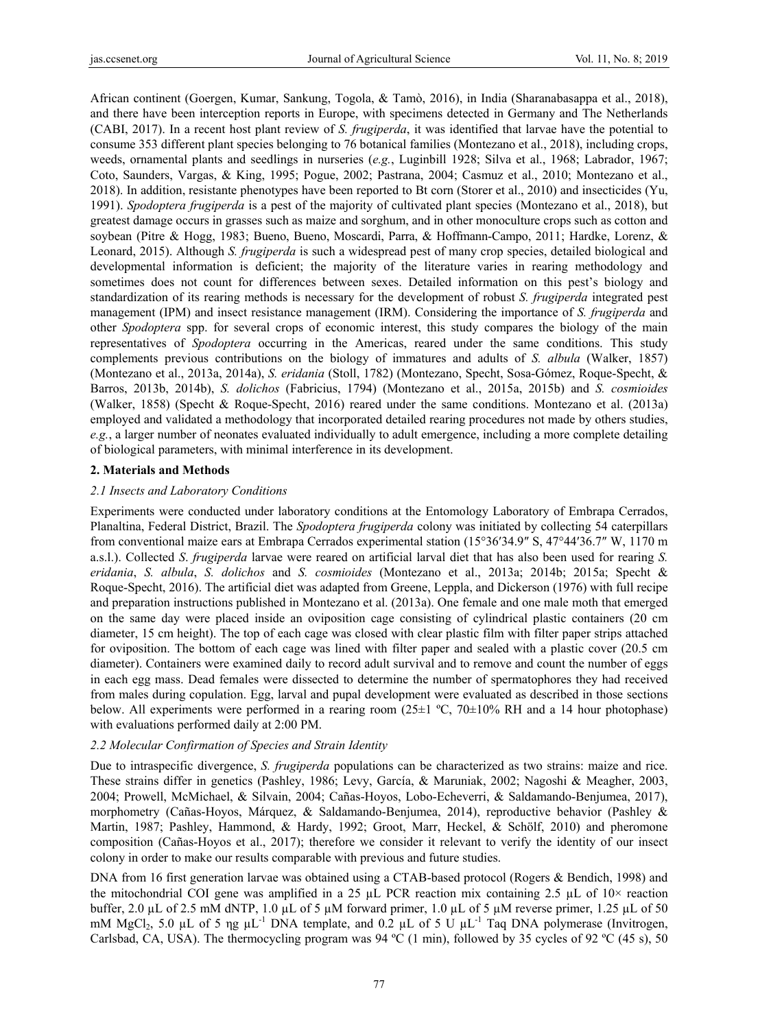African continent (Goergen, Kumar, Sankung, Togola, & Tamò, 2016), in India (Sharanabasappa et al., 2018), and there have been interception reports in Europe, with specimens detected in Germany and The Netherlands (CABI, 2017). In a recent host plant review of *S. frugiperda*, it was identified that larvae have the potential to consume 353 different plant species belonging to 76 botanical families (Montezano et al., 2018), including crops, weeds, ornamental plants and seedlings in nurseries (*e.g.*, Luginbill 1928; Silva et al., 1968; Labrador, 1967; Coto, Saunders, Vargas, & King, 1995; Pogue, 2002; Pastrana, 2004; Casmuz et al., 2010; Montezano et al., 2018). In addition, resistante phenotypes have been reported to Bt corn (Storer et al., 2010) and insecticides (Yu, 1991). *Spodoptera frugiperda* is a pest of the majority of cultivated plant species (Montezano et al., 2018), but greatest damage occurs in grasses such as maize and sorghum, and in other monoculture crops such as cotton and soybean (Pitre & Hogg, 1983; Bueno, Bueno, Moscardi, Parra, & Hoffmann-Campo, 2011; Hardke, Lorenz, & Leonard, 2015). Although *S. frugiperda* is such a widespread pest of many crop species, detailed biological and developmental information is deficient; the majority of the literature varies in rearing methodology and sometimes does not count for differences between sexes. Detailed information on this pest's biology and standardization of its rearing methods is necessary for the development of robust *S. frugiperda* integrated pest management (IPM) and insect resistance management (IRM). Considering the importance of *S. frugiperda* and other *Spodoptera* spp. for several crops of economic interest, this study compares the biology of the main representatives of *Spodoptera* occurring in the Americas, reared under the same conditions. This study complements previous contributions on the biology of immatures and adults of *S. albula* (Walker, 1857) (Montezano et al., 2013a, 2014a), *S. eridania* (Stoll, 1782) (Montezano, Specht, Sosa-Gómez, Roque-Specht, & Barros, 2013b, 2014b), *S. dolichos* (Fabricius, 1794) (Montezano et al., 2015a, 2015b) and *S. cosmioides* (Walker, 1858) (Specht & Roque-Specht, 2016) reared under the same conditions. Montezano et al. (2013a) employed and validated a methodology that incorporated detailed rearing procedures not made by others studies, *e.g.*, a larger number of neonates evaluated individually to adult emergence, including a more complete detailing of biological parameters, with minimal interference in its development.

## 2. Materials and Methods

### 2.1 Insects and Laboratory Conditions

Experiments were conducted under laboratory conditions at the Entomology Laboratory of Embrapa Cerrados, Planaltina, Federal District, Brazil. The *Spodoptera frugiperda* colony was initiated by collecting 54 caterpillars from conventional maize ears at Embrapa Cerrados experimental station (15°36′34.9″ S, 47°44′36.7″ W, 1170 m a.s.l.). Collected *S. frugiperda* larvae were reared on artificial larval diet that has also been used for rearing *S. eridania*, *S. albula*, *S. dolichos* and *S. cosmioides* (Montezano et al., 2013a; 2014b; 2015a; Specht & Roque-Specht, 2016). The artificial diet was adapted from Greene, Leppla, and Dickerson (1976) with full recipe and preparation instructions published in Montezano et al. (2013a). One female and one male moth that emerged on the same day were placed inside an oviposition cage consisting of cylindrical plastic containers (20 cm diameter, 15 cm height). The top of each cage was closed with clear plastic film with filter paper strips attached for oviposition. The bottom of each cage was lined with filter paper and sealed with a plastic cover (20.5 cm diameter). Containers were examined daily to record adult survival and to remove and count the number of eggs in each egg mass. Dead females were dissected to determine the number of spermatophores they had received from males during copulation. Egg, larval and pupal development were evaluated as described in those sections below. All experiments were performed in a rearing room (25±1 ºC, 70±10% RH and a 14 hour photophase) with evaluations performed daily at 2:00 PM.

### 2.2 Molecular Confirmation of Species and Strain Identity

Due to intraspecific divergence, *S. frugiperda* populations can be characterized as two strains: maize and rice. These strains differ in genetics (Pashley, 1986; Levy, García, & Maruniak, 2002; Nagoshi & Meagher, 2003, 2004; Prowell, McMichael, & Silvain, 2004; Cañas-Hoyos, Lobo-Echeverri, & Saldamando-Benjumea, 2017), morphometry (Cañas-Hoyos, Márquez, & Saldamando-Benjumea, 2014), reproductive behavior (Pashley & Martin, 1987; Pashley, Hammond, & Hardy, 1992; Groot, Marr, Heckel, & Schölf, 2010) and pheromone composition (Cañas-Hoyos et al., 2017); therefore we consider it relevant to verify the identity of our insect colony in order to make our results comparable with previous and future studies.

DNA from 16 first generation larvae was obtained using a CTAB-based protocol (Rogers & Bendich, 1998) and the mitochondrial COI gene was amplified in a 25 µL PCR reaction mix containing 2.5 µL of 10× reaction buffer, 2.0 µL of 2.5 mM dNTP, 1.0 µL of 5 µM forward primer, 1.0 µL of 5 µM reverse primer, 1.25 µL of 50 mM $MgCl_2$, 5.0 µL of 5 ηg $\mu L^{-1}$ DNA template, and 0.2 µL of 5 U $\mu L^{-1}$ Taq DNA polymerase (Invitrogen, Carlsbad, CA, USA). The thermocycling program was 94 ºC (1 min), followed by 35 cycles of 92 ºC (45 s), 50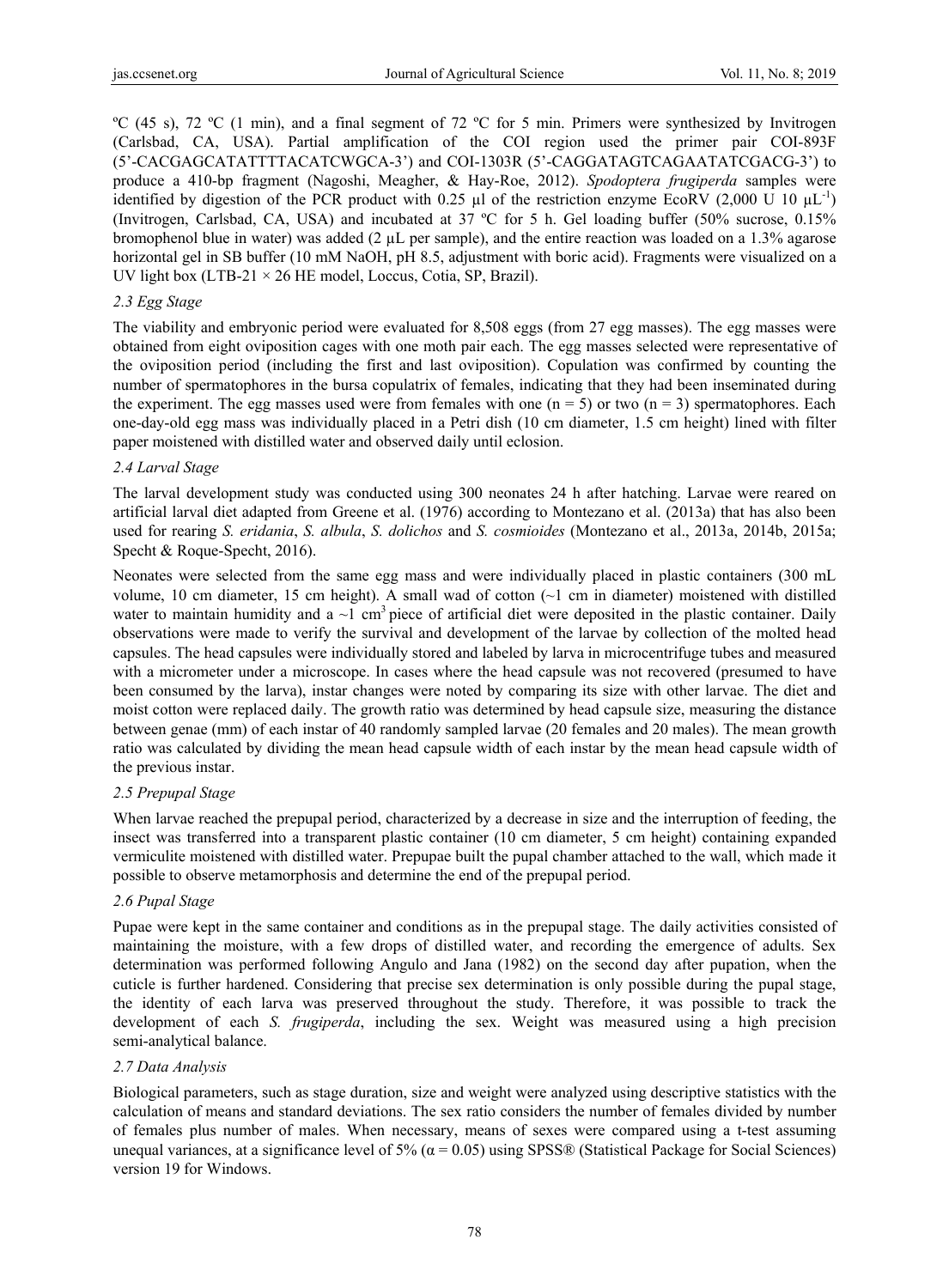ºC (45 s), 72 ºC (1 min), and a final segment of 72 ºC for 5 min. Primers were synthesized by Invitrogen (Carlsbad, CA, USA). Partial amplification of the COI region used the primer pair COI-893F (5'-CACGAGCATATTTTACATCWGCA-3') and COI-1303R (5'-CAGGATAGTCAGAATATCGACG-3') to produce a 410-bp fragment (Nagoshi, Meagher, & Hay-Roe, 2012). *Spodoptera frugiperda* samples were identified by digestion of the PCR product with 0.25 µl of the restriction enzyme EcoRV (2,000 U 10 $\mu L^{-1}$) (Invitrogen, Carlsbad, CA, USA) and incubated at 37 ºC for 5 h. Gel loading buffer (50% sucrose, 0.15% bromophenol blue in water) was added (2 µL per sample), and the entire reaction was loaded on a 1.3% agarose horizontal gel in SB buffer (10 mM NaOH, pH 8.5, adjustment with boric acid). Fragments were visualized on a UV light box (LTB-21 × 26 HE model, Loccus, Cotia, SP, Brazil).

### *2.3 Egg Stage*

The viability and embryonic period were evaluated for 8,508 eggs (from 27 egg masses). The egg masses were obtained from eight oviposition cages with one moth pair each. The egg masses selected were representative of the oviposition period (including the first and last oviposition). Copulation was confirmed by counting the number of spermatophores in the bursa copulatrix of females, indicating that they had been inseminated during the experiment. The egg masses used were from females with one ($n = 5$) or two ($n = 3$) spermatophores. Each one-day-old egg mass was individually placed in a Petri dish (10 cm diameter, 1.5 cm height) lined with filter paper moistened with distilled water and observed daily until eclosion.

### *2.4 Larval Stage*

The larval development study was conducted using 300 neonates 24 h after hatching. Larvae were reared on artificial larval diet adapted from Greene et al. (1976) according to Montezano et al. (2013a) that has also been used for rearing *S. eridania*, *S. albula*, *S. dolichos* and *S. cosmioides* (Montezano et al., 2013a, 2014b, 2015a; Specht & Roque-Specht, 2016).

Neonates were selected from the same egg mass and were individually placed in plastic containers (300 mL volume, 10 cm diameter, 15 cm height). A small wad of cotton (~1 cm in diameter) moistened with distilled water to maintain humidity and a ~1 $cm^3$ piece of artificial diet were deposited in the plastic container. Daily observations were made to verify the survival and development of the larvae by collection of the molted head capsules. The head capsules were individually stored and labeled by larva in microcentrifuge tubes and measured with a micrometer under a microscope. In cases where the head capsule was not recovered (presumed to have been consumed by the larva), instar changes were noted by comparing its size with other larvae. The diet and moist cotton were replaced daily. The growth ratio was determined by head capsule size, measuring the distance between genae (mm) of each instar of 40 randomly sampled larvae (20 females and 20 males). The mean growth ratio was calculated by dividing the mean head capsule width of each instar by the mean head capsule width of the previous instar.

### *2.5 Prepupal Stage*

When larvae reached the prepupal period, characterized by a decrease in size and the interruption of feeding, the insect was transferred into a transparent plastic container (10 cm diameter, 5 cm height) containing expanded vermiculite moistened with distilled water. Prepupae built the pupal chamber attached to the wall, which made it possible to observe metamorphosis and determine the end of the prepupal period.

### *2.6 Pupal Stage*

Pupae were kept in the same container and conditions as in the prepupal stage. The daily activities consisted of maintaining the moisture, with a few drops of distilled water, and recording the emergence of adults. Sex determination was performed following Angulo and Jana (1982) on the second day after pupation, when the cuticle is further hardened. Considering that precise sex determination is only possible during the pupal stage, the identity of each larva was preserved throughout the study. Therefore, it was possible to track the development of each *S. frugiperda*, including the sex. Weight was measured using a high precision semi-analytical balance.

### *2.7 Data Analysis*

Biological parameters, such as stage duration, size and weight were analyzed using descriptive statistics with the calculation of means and standard deviations. The sex ratio considers the number of females divided by number of females plus number of males. When necessary, means of sexes were compared using a t-test assuming unequal variances, at a significance level of 5% ($\alpha = 0.05$) using SPSS® (Statistical Package for Social Sciences) version 19 for Windows.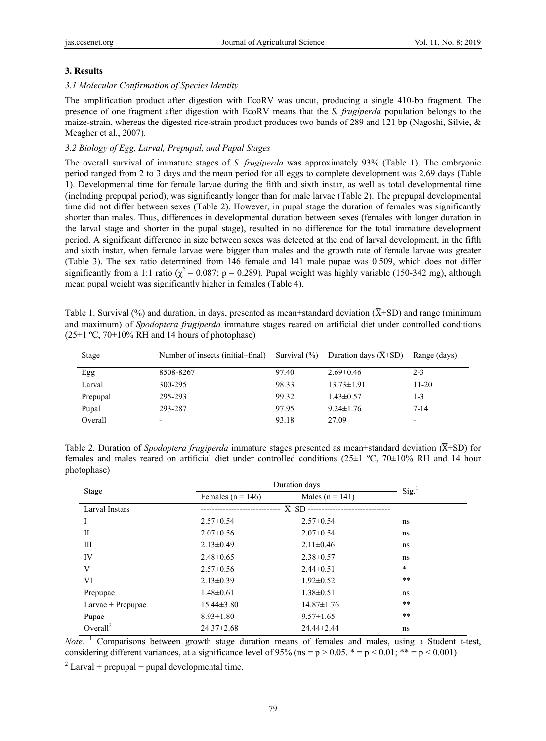## 3. Results

### 3.1 Molecular Confirmation of Species Identity

The amplification product after digestion with EcoRV was uncut, producing a single 410-bp fragment. The presence of one fragment after digestion with EcoRV means that the *S. frugiperda* population belongs to the maize-strain, whereas the digested rice-strain product produces two bands of 289 and 121 bp (Nagoshi, Silvie, & Meagher et al., 2007).

### 3.2 Biology of Egg, Larval, Prepupal, and Pupal Stages

The overall survival of immature stages of *S. frugiperda* was approximately 93% (Table 1). The embryonic period ranged from 2 to 3 days and the mean period for all eggs to complete development was 2.69 days (Table 1). Developmental time for female larvae during the fifth and sixth instar, as well as total developmental time (including prepupal period), was significantly longer than for male larvae (Table 2). The prepupal developmental time did not differ between sexes (Table 2). However, in pupal stage the duration of females was significantly shorter than males. Thus, differences in developmental duration between sexes (females with longer duration in the larval stage and shorter in the pupal stage), resulted in no difference for the total immature development period. A significant difference in size between sexes was detected at the end of larval development, in the fifth and sixth instar, when female larvae were bigger than males and the growth rate of female larvae was greater (Table 3). The sex ratio determined from 146 female and 141 male pupae was 0.509, which does not differ significantly from a 1:1 ratio ($\chi^2 = 0.087$; $p = 0.289$). Pupal weight was highly variable (150-342 mg), although mean pupal weight was significantly higher in females (Table 4).

Table 1. Survival (%) and duration, in days, presented as mean±standard deviation ($\overline{X}$±SD) and range (minimum and maximum) of *Spodoptera frugiperda* immature stages reared on artificial diet under controlled conditions (25±1 ºC, 70±10% RH and 14 hours of photophase)

| Stage | Number of insects (initial–final) | Survival (%) | Duration days ($\overline{X}$±SD) | Range (days) |
|---|---|---|---|---|
| Egg | 8508-8267 | 97.40 | 2.69±0.46 | 2-3 |
| Larval | 300-295 | 98.33 | 13.73±1.91 | 11-20 |
| Prepupal | 295-293 | 99.32 | 1.43±0.57 | 1-3 |
| Pupal | 293-287 | 97.95 | 9.24±1.76 | 7-14 |
| Overall | - | 93.18 | 27.09 | - |

Table 2. Duration of *Spodoptera frugiperda* immature stages presented as mean±standard deviation ($\overline{X}$±SD) for females and males reared on artificial diet under controlled conditions (25±1 ºC, 70±10% RH and 14 hour photophase)

| Stage | Duration days | | Sig.[1] |
|---|---|---|---|
| | Females (n = 146) | Males (n = 141) | |
| Larval Instars | $\overline{X}$±SD | | |
| I | 2.57±0.54 | 2.57±0.54 | ns |
| II | 2.07±0.56 | 2.07±0.54 | ns |
| III | 2.13±0.49 | 2.11±0.46 | ns |
| IV | 2.48±0.65 | 2.38±0.57 | ns |
| V | 2.57±0.56 | 2.44±0.51 | * |
| VI | 2.13±0.39 | 1.92±0.52 | ** |
| Prepupae | 1.48±0.61 | 1.38±0.51 | ns |
| Larvae + Prepupae | 15.44±3.80 | 14.87±1.76 | ** |
| Pupae | 8.93±1.80 | 9.57±1.65 | ** |
| Overall[2] | 24.37±2.68 | 24.44±2.44 | ns |

*Note.* [1] Comparisons between growth stage duration means of females and males, using a Student t-test, considering different variances, at a significance level of 95% (ns = $p > 0.05$. * = $p < 0.01$; ** = $p < 0.001$)

[2] Larval + prepupal + pupal developmental time.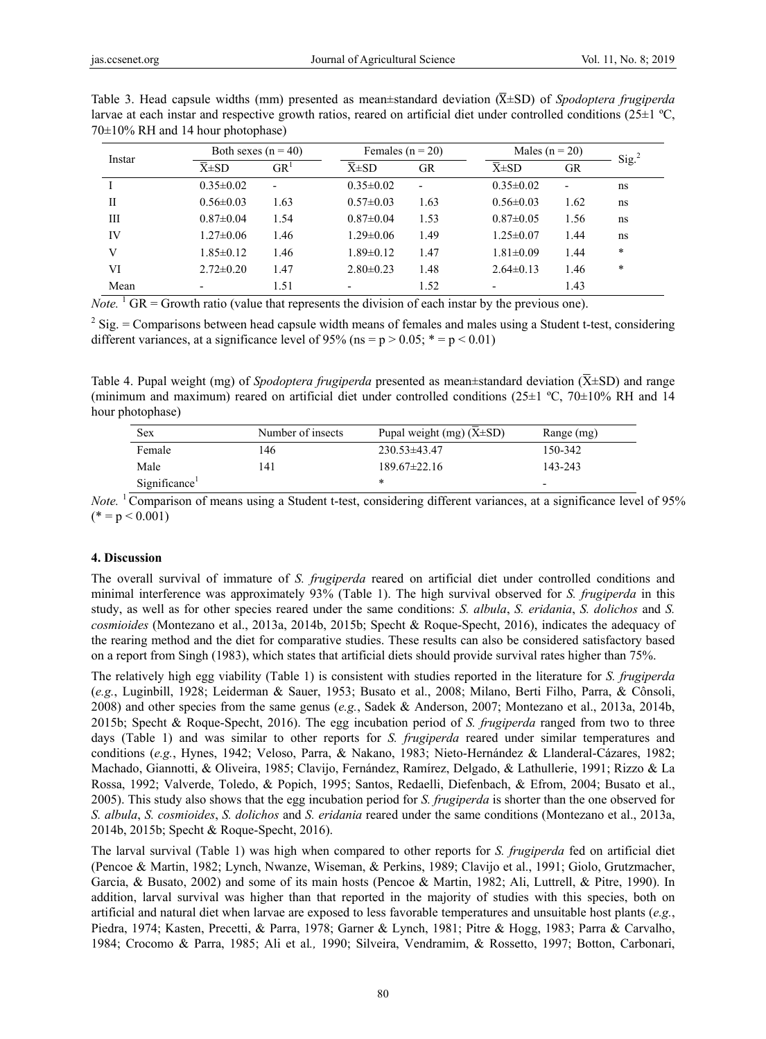Table 3. Head capsule widths (mm) presented as mean±standard deviation ($\bar{X}$±SD) of *Spodoptera frugiperda* larvae at each instar and respective growth ratios, reared on artificial diet under controlled conditions (25±1 ºC, 70±10% RH and 14 hour photophase)

| Instar | Both sexes (n = 40) | | Females (n = 20) | | Males (n = 20) | | Sig.[2] |
|---|---|---|---|---|---|---|---|
| | $\bar{X}$±SD | GR[1] | $\bar{X}$±SD | GR | $\bar{X}$±SD | GR | |
| I | 0.35±0.02 | - | 0.35±0.02 | - | 0.35±0.02 | - | ns |
| II | 0.56±0.03 | 1.63 | 0.57±0.03 | 1.63 | 0.56±0.03 | 1.62 | ns |
| III | 0.87±0.04 | 1.54 | 0.87±0.04 | 1.53 | 0.87±0.05 | 1.56 | ns |
| IV | 1.27±0.06 | 1.46 | 1.29±0.06 | 1.49 | 1.25±0.07 | 1.44 | ns |
| V | 1.85±0.12 | 1.46 | 1.89±0.12 | 1.47 | 1.81±0.09 | 1.44 | * |
| VI | 2.72±0.20 | 1.47 | 2.80±0.23 | 1.48 | 2.64±0.13 | 1.46 | * |
| Mean | - | 1.51 | - | 1.52 | - | 1.43 | |

*Note.* [1] GR = Growth ratio (value that represents the division of each instar by the previous one).

[2] Sig. = Comparisons between head capsule width means of females and males using a Student t-test, considering different variances, at a significance level of 95% (ns = $p > 0.05$; * = $p < 0.01$)

Table 4. Pupal weight (mg) of *Spodoptera frugiperda* presented as mean±standard deviation ($\bar{X}$±SD) and range (minimum and maximum) reared on artificial diet under controlled conditions (25±1 ºC, 70±10% RH and 14 hour photophase)

| Sex | Number of insects | Pupal weight (mg) ($\bar{X}$±SD) | Range (mg) |
|---|---|---|---|
| Female | 146 | 230.53±43.47 | 150-342 |
| Male | 141 | 189.67±22.16 | 143-243 |
| Significance[1] | | * | - |

*Note.* [1] Comparison of means using a Student t-test, considering different variances, at a significance level of 95% (* = $p < 0.001$)

## 4. Discussion

The overall survival of immature of *S. frugiperda* reared on artificial diet under controlled conditions and minimal interference was approximately 93% (Table 1). The high survival observed for *S. frugiperda* in this study, as well as for other species reared under the same conditions: *S. albula*, *S. eridania*, *S. dolichos* and *S. cosmioides* (Montezano et al., 2013a, 2014b, 2015b; Specht & Roque-Specht, 2016), indicates the adequacy of the rearing method and the diet for comparative studies. These results can also be considered satisfactory based on a report from Singh (1983), which states that artificial diets should provide survival rates higher than 75%.

The relatively high egg viability (Table 1) is consistent with studies reported in the literature for *S. frugiperda* (*e.g.*, Luginbill, 1928; Leiderman & Sauer, 1953; Busato et al., 2008; Milano, Berti Filho, Parra, & Cônsoli, 2008) and other species from the same genus (*e.g.*, Sadek & Anderson, 2007; Montezano et al., 2013a, 2014b, 2015b; Specht & Roque-Specht, 2016). The egg incubation period of *S. frugiperda* ranged from two to three days (Table 1) and was similar to other reports for *S. frugiperda* reared under similar temperatures and conditions (*e.g.*, Hynes, 1942; Veloso, Parra, & Nakano, 1983; Nieto-Hernández & Llanderal-Cázares, 1982; Machado, Giannotti, & Oliveira, 1985; Clavijo, Fernández, Ramírez, Delgado, & Lathullerie, 1991; Rizzo & La Rossa, 1992; Valverde, Toledo, & Popich, 1995; Santos, Redaelli, Diefenbach, & Efrom, 2004; Busato et al., 2005). This study also shows that the egg incubation period for *S. frugiperda* is shorter than the one observed for *S. albula*, *S. cosmioides*, *S. dolichos* and *S. eridania* reared under the same conditions (Montezano et al., 2013a, 2014b, 2015b; Specht & Roque-Specht, 2016).

The larval survival (Table 1) was high when compared to other reports for *S. frugiperda* fed on artificial diet (Pencoe & Martin, 1982; Lynch, Nwanze, Wiseman, & Perkins, 1989; Clavijo et al., 1991; Giolo, Grutzmacher, Garcia, & Busato, 2002) and some of its main hosts (Pencoe & Martin, 1982; Ali, Luttrell, & Pitre, 1990). In addition, larval survival was higher than that reported in the majority of studies with this species, both on artificial and natural diet when larvae are exposed to less favorable temperatures and unsuitable host plants (*e.g.*, Piedra, 1974; Kasten, Precetti, & Parra, 1978; Garner & Lynch, 1981; Pitre & Hogg, 1983; Parra & Carvalho, 1984; Crocomo & Parra, 1985; Ali et al*.,* 1990; Silveira, Vendramim, & Rossetto, 1997; Botton, Carbonari,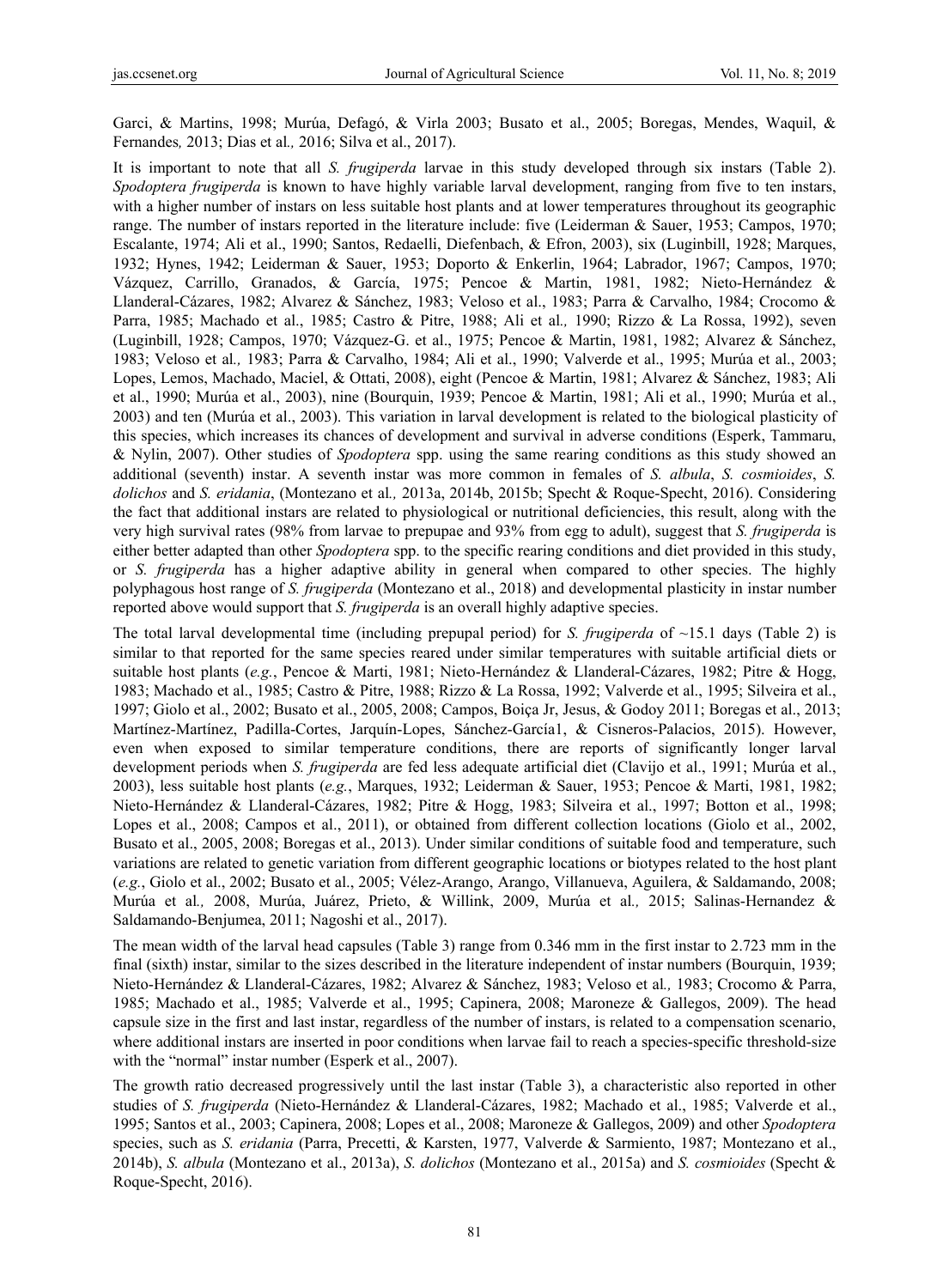Garci, & Martins, 1998; Murúa, Defagó, & Virla 2003; Busato et al., 2005; Boregas, Mendes, Waquil, & Fernandes*,* 2013; Dias et al*.,* 2016; Silva et al., 2017).

It is important to note that all *S. frugiperda* larvae in this study developed through six instars (Table 2). *Spodoptera frugiperda* is known to have highly variable larval development, ranging from five to ten instars, with a higher number of instars on less suitable host plants and at lower temperatures throughout its geographic range. The number of instars reported in the literature include: five (Leiderman & Sauer, 1953; Campos, 1970; Escalante, 1974; Ali et al., 1990; Santos, Redaelli, Diefenbach, & Efron, 2003), six (Luginbill, 1928; Marques, 1932; Hynes, 1942; Leiderman & Sauer, 1953; Doporto & Enkerlin, 1964; Labrador, 1967; Campos, 1970; Vázquez, Carrillo, Granados, & García, 1975; Pencoe & Martin, 1981, 1982; Nieto-Hernández & Llanderal-Cázares, 1982; Alvarez & Sánchez, 1983; Veloso et al., 1983; Parra & Carvalho, 1984; Crocomo & Parra, 1985; Machado et al., 1985; Castro & Pitre, 1988; Ali et al*.,* 1990; Rizzo & La Rossa, 1992), seven (Luginbill, 1928; Campos, 1970; Vázquez-G. et al., 1975; Pencoe & Martin, 1981, 1982; Alvarez & Sánchez, 1983; Veloso et al*.,* 1983; Parra & Carvalho, 1984; Ali et al., 1990; Valverde et al., 1995; Murúa et al., 2003; Lopes, Lemos, Machado, Maciel, & Ottati, 2008), eight (Pencoe & Martin, 1981; Alvarez & Sánchez, 1983; Ali et al., 1990; Murúa et al., 2003), nine (Bourquin, 1939; Pencoe & Martin, 1981; Ali et al., 1990; Murúa et al., 2003) and ten (Murúa et al., 2003). This variation in larval development is related to the biological plasticity of this species, which increases its chances of development and survival in adverse conditions (Esperk, Tammaru, & Nylin, 2007). Other studies of *Spodoptera* spp. using the same rearing conditions as this study showed an additional (seventh) instar. A seventh instar was more common in females of *S. albula*, *S. cosmioides*, *S. dolichos* and *S. eridania*, (Montezano et al*.,* 2013a, 2014b, 2015b; Specht & Roque-Specht, 2016). Considering the fact that additional instars are related to physiological or nutritional deficiencies, this result, along with the very high survival rates (98% from larvae to prepupae and 93% from egg to adult), suggest that *S. frugiperda* is either better adapted than other *Spodoptera* spp. to the specific rearing conditions and diet provided in this study, or *S. frugiperda* has a higher adaptive ability in general when compared to other species. The highly polyphagous host range of *S. frugiperda* (Montezano et al., 2018) and developmental plasticity in instar number reported above would support that *S. frugiperda* is an overall highly adaptive species.

The total larval developmental time (including prepupal period) for *S. frugiperda* of ~15.1 days (Table 2) is similar to that reported for the same species reared under similar temperatures with suitable artificial diets or suitable host plants (*e.g.*, Pencoe & Marti, 1981; Nieto-Hernández & Llanderal-Cázares, 1982; Pitre & Hogg, 1983; Machado et al., 1985; Castro & Pitre, 1988; Rizzo & La Rossa, 1992; Valverde et al., 1995; Silveira et al., 1997; Giolo et al., 2002; Busato et al., 2005, 2008; Campos, Boiça Jr, Jesus, & Godoy 2011; Boregas et al., 2013; Martínez-Martínez, Padilla-Cortes, Jarquín-Lopes, Sánchez-García1, & Cisneros-Palacios, 2015). However, even when exposed to similar temperature conditions, there are reports of significantly longer larval development periods when *S. frugiperda* are fed less adequate artificial diet (Clavijo et al., 1991; Murúa et al., 2003), less suitable host plants (*e.g.*, Marques, 1932; Leiderman & Sauer, 1953; Pencoe & Marti, 1981, 1982; Nieto-Hernández & Llanderal-Cázares, 1982; Pitre & Hogg, 1983; Silveira et al., 1997; Botton et al., 1998; Lopes et al., 2008; Campos et al., 2011), or obtained from different collection locations (Giolo et al., 2002, Busato et al., 2005, 2008; Boregas et al., 2013). Under similar conditions of suitable food and temperature, such variations are related to genetic variation from different geographic locations or biotypes related to the host plant (*e.g.*, Giolo et al., 2002; Busato et al., 2005; Vélez-Arango, Arango, Villanueva, Aguilera, & Saldamando, 2008; Murúa et al*.,* 2008, Murúa, Juárez, Prieto, & Willink, 2009, Murúa et al*.,* 2015; Salinas-Hernandez & Saldamando-Benjumea, 2011; Nagoshi et al., 2017).

The mean width of the larval head capsules (Table 3) range from 0.346 mm in the first instar to 2.723 mm in the final (sixth) instar, similar to the sizes described in the literature independent of instar numbers (Bourquin, 1939; Nieto-Hernández & Llanderal-Cázares, 1982; Alvarez & Sánchez, 1983; Veloso et al*.,* 1983; Crocomo & Parra, 1985; Machado et al., 1985; Valverde et al., 1995; Capinera, 2008; Maroneze & Gallegos, 2009). The head capsule size in the first and last instar, regardless of the number of instars, is related to a compensation scenario, where additional instars are inserted in poor conditions when larvae fail to reach a species-specific threshold-size with the "normal" instar number (Esperk et al., 2007).

The growth ratio decreased progressively until the last instar (Table 3), a characteristic also reported in other studies of *S. frugiperda* (Nieto-Hernández & Llanderal-Cázares, 1982; Machado et al., 1985; Valverde et al., 1995; Santos et al., 2003; Capinera, 2008; Lopes et al., 2008; Maroneze & Gallegos, 2009) and other *Spodoptera* species, such as *S. eridania* (Parra, Precetti, & Karsten, 1977, Valverde & Sarmiento, 1987; Montezano et al., 2014b), *S. albula* (Montezano et al., 2013a), *S. dolichos* (Montezano et al., 2015a) and *S. cosmioides* (Specht & Roque-Specht, 2016).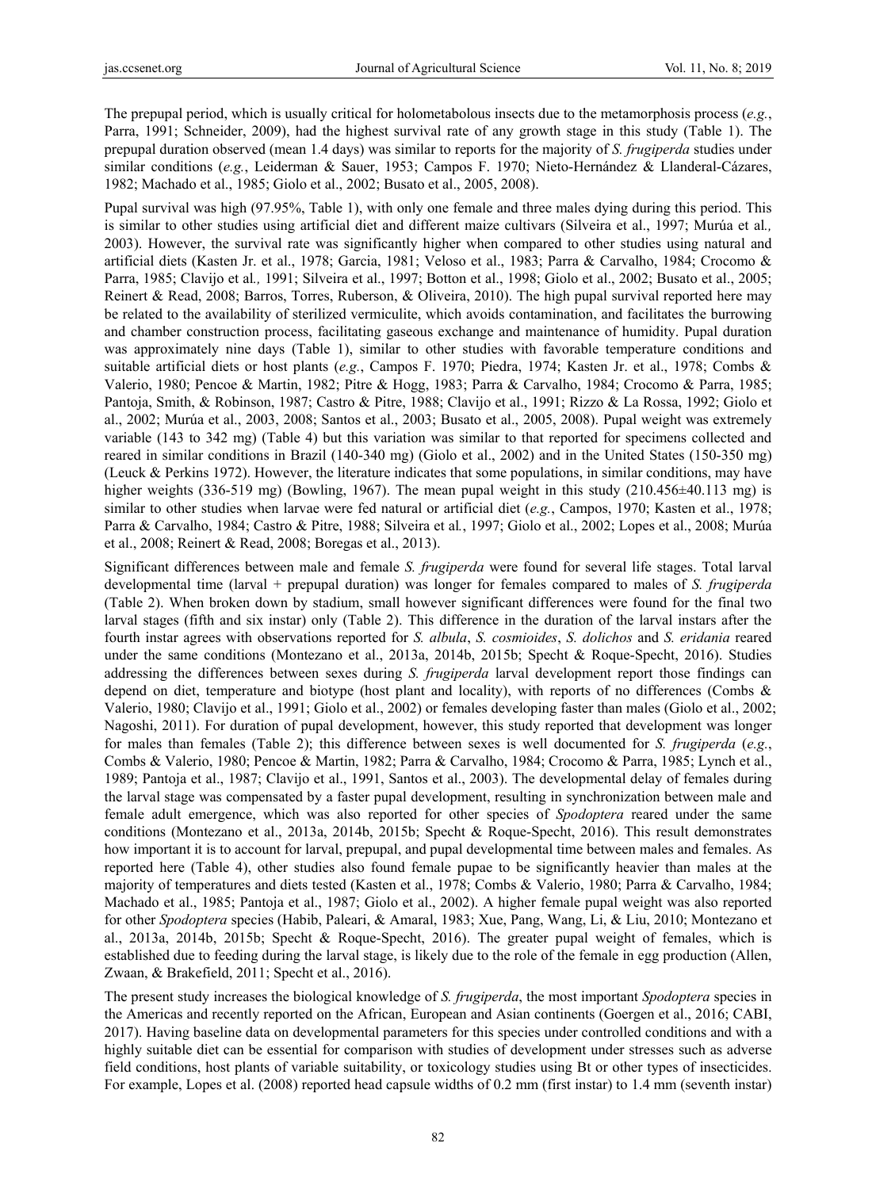The prepupal period, which is usually critical for holometabolous insects due to the metamorphosis process (*e.g.*, Parra, 1991; Schneider, 2009), had the highest survival rate of any growth stage in this study (Table 1). The prepupal duration observed (mean 1.4 days) was similar to reports for the majority of *S. frugiperda* studies under similar conditions (*e.g.*, Leiderman & Sauer, 1953; Campos F. 1970; Nieto-Hernández & Llanderal-Cázares, 1982; Machado et al., 1985; Giolo et al., 2002; Busato et al., 2005, 2008).

Pupal survival was high (97.95%, Table 1), with only one female and three males dying during this period. This is similar to other studies using artificial diet and different maize cultivars (Silveira et al., 1997; Murúa et al*.,* 2003). However, the survival rate was significantly higher when compared to other studies using natural and artificial diets (Kasten Jr. et al., 1978; Garcia, 1981; Veloso et al., 1983; Parra & Carvalho, 1984; Crocomo & Parra, 1985; Clavijo et al*.,* 1991; Silveira et al., 1997; Botton et al., 1998; Giolo et al., 2002; Busato et al., 2005; Reinert & Read, 2008; Barros, Torres, Ruberson, & Oliveira, 2010). The high pupal survival reported here may be related to the availability of sterilized vermiculite, which avoids contamination, and facilitates the burrowing and chamber construction process, facilitating gaseous exchange and maintenance of humidity. Pupal duration was approximately nine days (Table 1), similar to other studies with favorable temperature conditions and suitable artificial diets or host plants (*e.g.*, Campos F. 1970; Piedra, 1974; Kasten Jr. et al., 1978; Combs & Valerio, 1980; Pencoe & Martin, 1982; Pitre & Hogg, 1983; Parra & Carvalho, 1984; Crocomo & Parra, 1985; Pantoja, Smith, & Robinson, 1987; Castro & Pitre, 1988; Clavijo et al., 1991; Rizzo & La Rossa, 1992; Giolo et al., 2002; Murúa et al., 2003, 2008; Santos et al., 2003; Busato et al., 2005, 2008). Pupal weight was extremely variable (143 to 342 mg) (Table 4) but this variation was similar to that reported for specimens collected and reared in similar conditions in Brazil (140-340 mg) (Giolo et al., 2002) and in the United States (150-350 mg) (Leuck & Perkins 1972). However, the literature indicates that some populations, in similar conditions, may have higher weights (336-519 mg) (Bowling, 1967). The mean pupal weight in this study (210.456±40.113 mg) is similar to other studies when larvae were fed natural or artificial diet (*e.g.*, Campos, 1970; Kasten et al., 1978; Parra & Carvalho, 1984; Castro & Pitre, 1988; Silveira et al*.*, 1997; Giolo et al., 2002; Lopes et al., 2008; Murúa et al., 2008; Reinert & Read, 2008; Boregas et al., 2013).

Significant differences between male and female *S. frugiperda* were found for several life stages. Total larval developmental time (larval + prepupal duration) was longer for females compared to males of *S. frugiperda* (Table 2). When broken down by stadium, small however significant differences were found for the final two larval stages (fifth and six instar) only (Table 2). This difference in the duration of the larval instars after the fourth instar agrees with observations reported for *S. albula*, *S. cosmioides*, *S. dolichos* and *S. eridania* reared under the same conditions (Montezano et al., 2013a, 2014b, 2015b; Specht & Roque-Specht, 2016). Studies addressing the differences between sexes during *S. frugiperda* larval development report those findings can depend on diet, temperature and biotype (host plant and locality), with reports of no differences (Combs & Valerio, 1980; Clavijo et al., 1991; Giolo et al., 2002) or females developing faster than males (Giolo et al., 2002; Nagoshi, 2011). For duration of pupal development, however, this study reported that development was longer for males than females (Table 2); this difference between sexes is well documented for *S. frugiperda* (*e.g.*, Combs & Valerio, 1980; Pencoe & Martin, 1982; Parra & Carvalho, 1984; Crocomo & Parra, 1985; Lynch et al., 1989; Pantoja et al., 1987; Clavijo et al., 1991, Santos et al., 2003). The developmental delay of females during the larval stage was compensated by a faster pupal development, resulting in synchronization between male and female adult emergence, which was also reported for other species of *Spodoptera* reared under the same conditions (Montezano et al., 2013a, 2014b, 2015b; Specht & Roque-Specht, 2016). This result demonstrates how important it is to account for larval, prepupal, and pupal developmental time between males and females. As reported here (Table 4), other studies also found female pupae to be significantly heavier than males at the majority of temperatures and diets tested (Kasten et al., 1978; Combs & Valerio, 1980; Parra & Carvalho, 1984; Machado et al., 1985; Pantoja et al., 1987; Giolo et al., 2002). A higher female pupal weight was also reported for other *Spodoptera* species (Habib, Paleari, & Amaral, 1983; Xue, Pang, Wang, Li, & Liu, 2010; Montezano et al., 2013a, 2014b, 2015b; Specht & Roque-Specht, 2016). The greater pupal weight of females, which is established due to feeding during the larval stage, is likely due to the role of the female in egg production (Allen, Zwaan, & Brakefield, 2011; Specht et al., 2016).

The present study increases the biological knowledge of *S. frugiperda*, the most important *Spodoptera* species in the Americas and recently reported on the African, European and Asian continents (Goergen et al., 2016; CABI, 2017). Having baseline data on developmental parameters for this species under controlled conditions and with a highly suitable diet can be essential for comparison with studies of development under stresses such as adverse field conditions, host plants of variable suitability, or toxicology studies using Bt or other types of insecticides. For example, Lopes et al. (2008) reported head capsule widths of 0.2 mm (first instar) to 1.4 mm (seventh instar)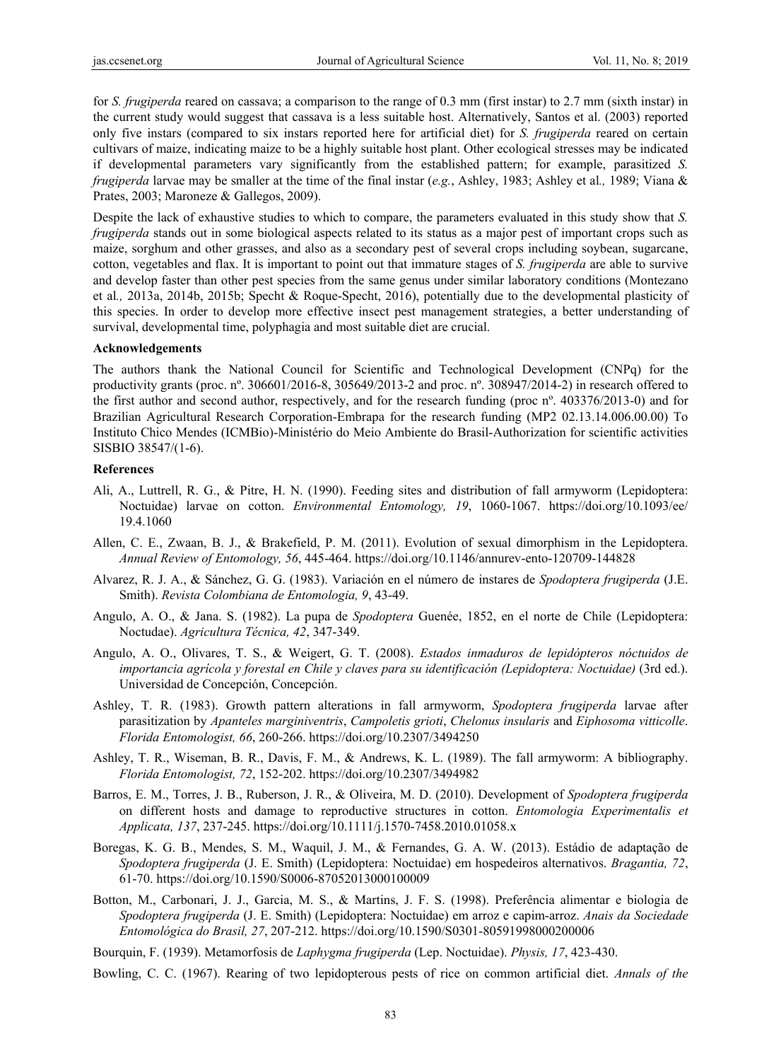for *S. frugiperda* reared on cassava; a comparison to the range of 0.3 mm (first instar) to 2.7 mm (sixth instar) in the current study would suggest that cassava is a less suitable host. Alternatively, Santos et al. (2003) reported only five instars (compared to six instars reported here for artificial diet) for *S. frugiperda* reared on certain cultivars of maize, indicating maize to be a highly suitable host plant. Other ecological stresses may be indicated if developmental parameters vary significantly from the established pattern; for example, parasitized *S. frugiperda* larvae may be smaller at the time of the final instar (*e.g.*, Ashley, 1983; Ashley et al*.,* 1989; Viana & Prates, 2003; Maroneze & Gallegos, 2009).

Despite the lack of exhaustive studies to which to compare, the parameters evaluated in this study show that *S. frugiperda* stands out in some biological aspects related to its status as a major pest of important crops such as maize, sorghum and other grasses, and also as a secondary pest of several crops including soybean, sugarcane, cotton, vegetables and flax. It is important to point out that immature stages of *S. frugiperda* are able to survive and develop faster than other pest species from the same genus under similar laboratory conditions (Montezano et al*.,* 2013a, 2014b, 2015b; Specht & Roque-Specht, 2016), potentially due to the developmental plasticity of this species. In order to develop more effective insect pest management strategies, a better understanding of survival, developmental time, polyphagia and most suitable diet are crucial.

**Acknowledgements**

The authors thank the National Council for Scientific and Technological Development (CNPq) for the productivity grants (proc. nº. 306601/2016-8, 305649/2013-2 and proc. nº. 308947/2014-2) in research offered to the first author and second author, respectively, and for the research funding (proc nº. 403376/2013-0) and for Brazilian Agricultural Research Corporation-Embrapa for the research funding (MP2 02.13.14.006.00.00) To Instituto Chico Mendes (ICMBio)-Ministério do Meio Ambiente do Brasil-Authorization for scientific activities SISBIO 38547/(1-6).

**References**

Ali, A., Luttrell, R. G., & Pitre, H. N. (1990). Feeding sites and distribution of fall armyworm (Lepidoptera: Noctuidae) larvae on cotton. *Environmental Entomology, 19*, 1060-1067. https://doi.org/10.1093/ee/19.4.1060

Allen, C. E., Zwaan, B. J., & Brakefield, P. M. (2011). Evolution of sexual dimorphism in the Lepidoptera. *Annual Review of Entomology, 56*, 445-464. https://doi.org/10.1146/annurev-ento-120709-144828

Alvarez, R. J. A., & Sánchez, G. G. (1983). Variación en el número de instares de *Spodoptera frugiperda* (J.E. Smith). *Revista Colombiana de Entomología, 9*, 43-49.

Angulo, A. O., & Jana. S. (1982). La pupa de *Spodoptera* Guenée, 1852, en el norte de Chile (Lepidoptera: Noctudae). *Agricultura Técnica, 42*, 347-349.

Angulo, A. O., Olivares, T. S., & Weigert, G. T. (2008). *Estados inmaduros de lepidópteros nóctuidos de importancia agrícola y forestal en Chile y claves para su identificación (Lepidoptera: Noctuidae)* (3rd ed.). Universidad de Concepción, Concepción.

Ashley, T. R. (1983). Growth pattern alterations in fall armyworm, *Spodoptera frugiperda* larvae after parasitization by *Apanteles marginiventris*, *Campoletis grioti*, *Chelonus insularis* and *Eiphosoma vitticolle*. *Florida Entomologist, 66*, 260-266. https://doi.org/10.2307/3494250

Ashley, T. R., Wiseman, B. R., Davis, F. M., & Andrews, K. L. (1989). The fall armyworm: A bibliography. *Florida Entomologist, 72*, 152-202. https://doi.org/10.2307/3494982

Barros, E. M., Torres, J. B., Ruberson, J. R., & Oliveira, M. D. (2010). Development of *Spodoptera frugiperda* on different hosts and damage to reproductive structures in cotton. *Entomologia Experimentalis et Applicata, 137*, 237-245. https://doi.org/10.1111/j.1570-7458.2010.01058.x

Boregas, K. G. B., Mendes, S. M., Waquil, J. M., & Fernandes, G. A. W. (2013). Estádio de adaptação de *Spodoptera frugiperda* (J. E. Smith) (Lepidoptera: Noctuidae) em hospedeiros alternativos. *Bragantia, 72*, 61-70. https://doi.org/10.1590/S0006-87052013000100009

Botton, M., Carbonari, J. J., Garcia, M. S., & Martins, J. F. S. (1998). Preferência alimentar e biologia de *Spodoptera frugiperda* (J. E. Smith) (Lepidoptera: Noctuidae) em arroz e capim-arroz. *Anais da Sociedade Entomológica do Brasil, 27*, 207-212. https://doi.org/10.1590/S0301-80591998000200006

Bourquin, F. (1939). Metamorfosis de *Laphygma frugiperda* (Lep. Noctuidae). *Physis, 17*, 423-430.

Bowling, C. C. (1967). Rearing of two lepidopterous pests of rice on common artificial diet. *Annals of the*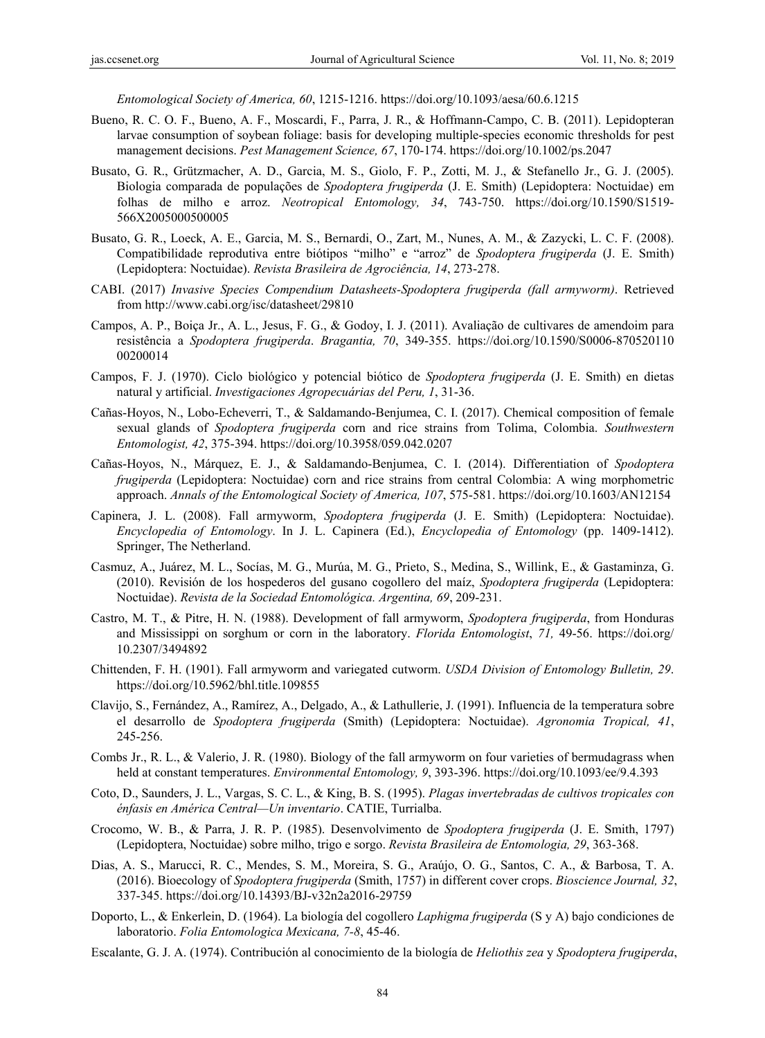*Entomological Society of America, 60*, 1215-1216. https://doi.org/10.1093/aesa/60.6.1215

Bueno, R. C. O. F., Bueno, A. F., Moscardi, F., Parra, J. R., & Hoffmann-Campo, C. B. (2011). Lepidopteran larvae consumption of soybean foliage: basis for developing multiple-species economic thresholds for pest management decisions. *Pest Management Science, 67*, 170-174. https://doi.org/10.1002/ps.2047

Busato, G. R., Grützmacher, A. D., Garcia, M. S., Giolo, F. P., Zotti, M. J., & Stefanello Jr., G. J. (2005). Biologia comparada de populações de *Spodoptera frugiperda* (J. E. Smith) (Lepidoptera: Noctuidae) em folhas de milho e arroz. *Neotropical Entomology, 34*, 743-750. https://doi.org/10.1590/S1519-566X2005000500005

Busato, G. R., Loeck, A. E., Garcia, M. S., Bernardi, O., Zart, M., Nunes, A. M., & Zazycki, L. C. F. (2008). Compatibilidade reprodutiva entre biótipos "milho" e "arroz" de *Spodoptera frugiperda* (J. E. Smith) (Lepidoptera: Noctuidae). *Revista Brasileira de Agrociência, 14*, 273-278.

CABI. (2017) *Invasive Species Compendium Datasheets-Spodoptera frugiperda (fall armyworm)*. Retrieved from http://www.cabi.org/isc/datasheet/29810

Campos, A. P., Boiça Jr., A. L., Jesus, F. G., & Godoy, I. J. (2011). Avaliação de cultivares de amendoim para resistência a *Spodoptera frugiperda*. *Bragantia, 70*, 349-355. https://doi.org/10.1590/S0006-87052011000200014

Campos, F. J. (1970). Ciclo biológico y potencial biótico de *Spodoptera frugiperda* (J. E. Smith) en dietas natural y artificial. *Investigaciones Agropecuárias del Peru, 1*, 31-36.

Cañas-Hoyos, N., Lobo-Echeverri, T., & Saldamando-Benjumea, C. I. (2017). Chemical composition of female sexual glands of *Spodoptera frugiperda* corn and rice strains from Tolima, Colombia. *Southwestern Entomologist, 42*, 375-394. https://doi.org/10.3958/059.042.0207

Cañas-Hoyos, N., Márquez, E. J., & Saldamando-Benjumea, C. I. (2014). Differentiation of *Spodoptera frugiperda* (Lepidoptera: Noctuidae) corn and rice strains from central Colombia: A wing morphometric approach. *Annals of the Entomological Society of America, 107*, 575-581. https://doi.org/10.1603/AN12154

Capinera, J. L. (2008). Fall armyworm, *Spodoptera frugiperda* (J. E. Smith) (Lepidoptera: Noctuidae). *Encyclopedia of Entomology*. In J. L. Capinera (Ed.), *Encyclopedia of Entomology* (pp. 1409-1412). Springer, The Netherland.

Casmuz, A., Juárez, M. L., Socías, M. G., Murúa, M. G., Prieto, S., Medina, S., Willink, E., & Gastaminza, G. (2010). Revisión de los hospederos del gusano cogollero del maíz, *Spodoptera frugiperda* (Lepidoptera: Noctuidae). *Revista de la Sociedad Entomológica. Argentina, 69*, 209-231.

Castro, M. T., & Pitre, H. N. (1988). Development of fall armyworm, *Spodoptera frugiperda*, from Honduras and Mississippi on sorghum or corn in the laboratory. *Florida Entomologist*, *71,* 49-56. https://doi.org/10.2307/3494892

Chittenden, F. H. (1901). Fall armyworm and variegated cutworm. *USDA Division of Entomology Bulletin, 29*. https://doi.org/10.5962/bhl.title.109855

Clavijo, S., Fernández, A., Ramírez, A., Delgado, A., & Lathullerie, J. (1991). Influencia de la temperatura sobre el desarrollo de *Spodoptera frugiperda* (Smith) (Lepidoptera: Noctuidae). *Agronomia Tropical, 41*, 245-256.

Combs Jr., R. L., & Valerio, J. R. (1980). Biology of the fall armyworm on four varieties of bermudagrass when held at constant temperatures. *Environmental Entomology, 9*, 393-396. https://doi.org/10.1093/ee/9.4.393

Coto, D., Saunders, J. L., Vargas, S. C. L., & King, B. S. (1995). *Plagas invertebradas de cultivos tropicales con énfasis en América Central—Un inventario*. CATIE, Turrialba.

Crocomo, W. B., & Parra, J. R. P. (1985). Desenvolvimento de *Spodoptera frugiperda* (J. E. Smith, 1797) (Lepidoptera, Noctuidae) sobre milho, trigo e sorgo. *Revista Brasileira de Entomologia, 29*, 363-368.

Dias, A. S., Marucci, R. C., Mendes, S. M., Moreira, S. G., Araújo, O. G., Santos, C. A., & Barbosa, T. A. (2016). Bioecology of *Spodoptera frugiperda* (Smith, 1757) in different cover crops. *Bioscience Journal, 32*, 337-345. https://doi.org/10.14393/BJ-v32n2a2016-29759

Doporto, L., & Enkerlein, D. (1964). La biología del cogollero *Laphigma frugiperda* (S y A) bajo condiciones de laboratorio. *Folia Entomologica Mexicana, 7-8*, 45-46.

Escalante, G. J. A. (1974). Contribución al conocimiento de la biología de *Heliothis zea* y *Spodoptera frugiperda*,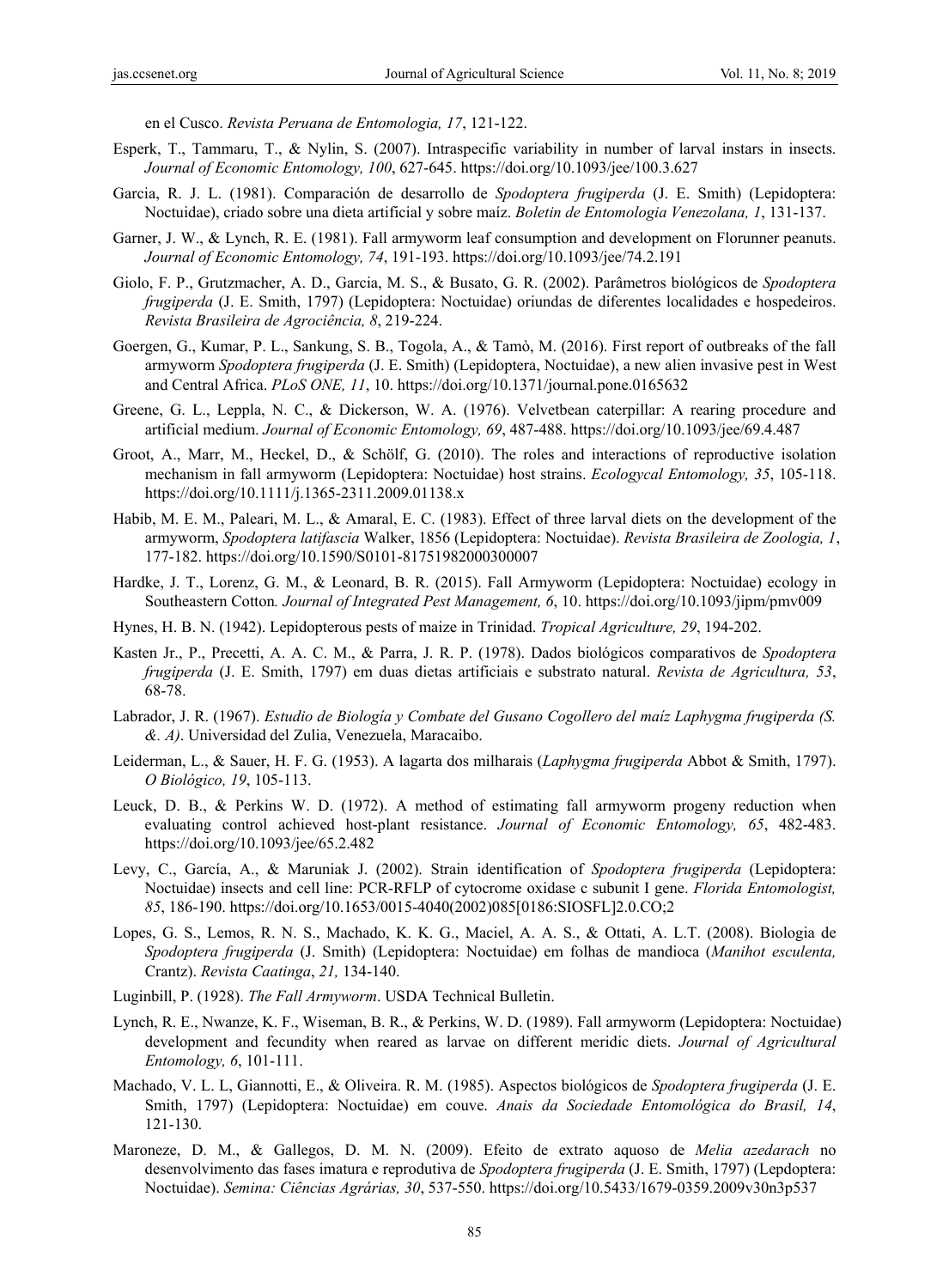en el Cusco. *Revista Peruana de Entomologia, 17*, 121-122.

Esperk, T., Tammaru, T., & Nylin, S. (2007). Intraspecific variability in number of larval instars in insects. *Journal of Economic Entomology, 100*, 627-645. https://doi.org/10.1093/jee/100.3.627

Garcia, R. J. L. (1981). Comparación de desarrollo de *Spodoptera frugiperda* (J. E. Smith) (Lepidoptera: Noctuidae), criado sobre una dieta artificial y sobre maíz. *Boletin de Entomologia Venezolana, 1*, 131-137.

Garner, J. W., & Lynch, R. E. (1981). Fall armyworm leaf consumption and development on Florunner peanuts. *Journal of Economic Entomology, 74*, 191-193. https://doi.org/10.1093/jee/74.2.191

Giolo, F. P., Grutzmacher, A. D., Garcia, M. S., & Busato, G. R. (2002). Parâmetros biológicos de *Spodoptera frugiperda* (J. E. Smith, 1797) (Lepidoptera: Noctuidae) oriundas de diferentes localidades e hospedeiros. *Revista Brasileira de Agrociência, 8*, 219-224.

Goergen, G., Kumar, P. L., Sankung, S. B., Togola, A., & Tamò, M. (2016). First report of outbreaks of the fall armyworm *Spodoptera frugiperda* (J. E. Smith) (Lepidoptera, Noctuidae), a new alien invasive pest in West and Central Africa. *PLoS ONE, 11*, 10. https://doi.org/10.1371/journal.pone.0165632

Greene, G. L., Leppla, N. C., & Dickerson, W. A. (1976). Velvetbean caterpillar: A rearing procedure and artificial medium. *Journal of Economic Entomology, 69*, 487-488. https://doi.org/10.1093/jee/69.4.487

Groot, A., Marr, M., Heckel, D., & Schölf, G. (2010). The roles and interactions of reproductive isolation mechanism in fall armyworm (Lepidoptera: Noctuidae) host strains. *Ecologycal Entomology, 35*, 105-118. https://doi.org/10.1111/j.1365-2311.2009.01138.x

Habib, M. E. M., Paleari, M. L., & Amaral, E. C. (1983). Effect of three larval diets on the development of the armyworm, *Spodoptera latifascia* Walker, 1856 (Lepidoptera: Noctuidae). *Revista Brasileira de Zoologia, 1*, 177-182. https://doi.org/10.1590/S0101-81751982000300007

Hardke, J. T., Lorenz, G. M., & Leonard, B. R. (2015). Fall Armyworm (Lepidoptera: Noctuidae) ecology in Southeastern Cotton*. Journal of Integrated Pest Management, 6*, 10. https://doi.org/10.1093/jipm/pmv009

Hynes, H. B. N. (1942). Lepidopterous pests of maize in Trinidad. *Tropical Agriculture, 29*, 194-202.

Kasten Jr., P., Precetti, A. A. C. M., & Parra, J. R. P. (1978). Dados biológicos comparativos de *Spodoptera frugiperda* (J. E. Smith, 1797) em duas dietas artificiais e substrato natural. *Revista de Agricultura, 53*, 68-78.

Labrador, J. R. (1967). *Estudio de Biología y Combate del Gusano Cogollero del maíz Laphygma frugiperda (S. &. A)*. Universidad del Zulia, Venezuela, Maracaibo.

Leiderman, L., & Sauer, H. F. G. (1953). A lagarta dos milharais (*Laphygma frugiperda* Abbot & Smith, 1797). *O Biológico, 19*, 105-113.

Leuck, D. B., & Perkins W. D. (1972). A method of estimating fall armyworm progeny reduction when evaluating control achieved host-plant resistance. *Journal of Economic Entomology, 65*, 482-483. https://doi.org/10.1093/jee/65.2.482

Levy, C., García, A., & Maruniak J. (2002). Strain identification of *Spodoptera frugiperda* (Lepidoptera: Noctuidae) insects and cell line: PCR-RFLP of cytocrome oxidase c subunit I gene. *Florida Entomologist, 85*, 186-190. https://doi.org/10.1653/0015-4040(2002)085[0186:SIOSFL]2.0.CO;2

Lopes, G. S., Lemos, R. N. S., Machado, K. K. G., Maciel, A. A. S., & Ottati, A. L.T. (2008). Biologia de *Spodoptera frugiperda* (J. Smith) (Lepidoptera: Noctuidae) em folhas de mandioca (*Manihot esculenta,* Crantz). *Revista Caatinga*, *21,* 134-140.

Luginbill, P. (1928). *The Fall Armyworm*. USDA Technical Bulletin.

Lynch, R. E., Nwanze, K. F., Wiseman, B. R., & Perkins, W. D. (1989). Fall armyworm (Lepidoptera: Noctuidae) development and fecundity when reared as larvae on different meridic diets. *Journal of Agricultural Entomology, 6*, 101-111.

Machado, V. L. L, Giannotti, E., & Oliveira. R. M. (1985). Aspectos biológicos de *Spodoptera frugiperda* (J. E. Smith, 1797) (Lepidoptera: Noctuidae) em couve. *Anais da Sociedade Entomológica do Brasil, 14*, 121-130.

Maroneze, D. M., & Gallegos, D. M. N. (2009). Efeito de extrato aquoso de *Melia azedarach* no desenvolvimento das fases imatura e reprodutiva de *Spodoptera frugiperda* (J. E. Smith, 1797) (Lepdoptera: Noctuidae). *Semina: Ciências Agrárias, 30*, 537-550. https://doi.org/10.5433/1679-0359.2009v30n3p537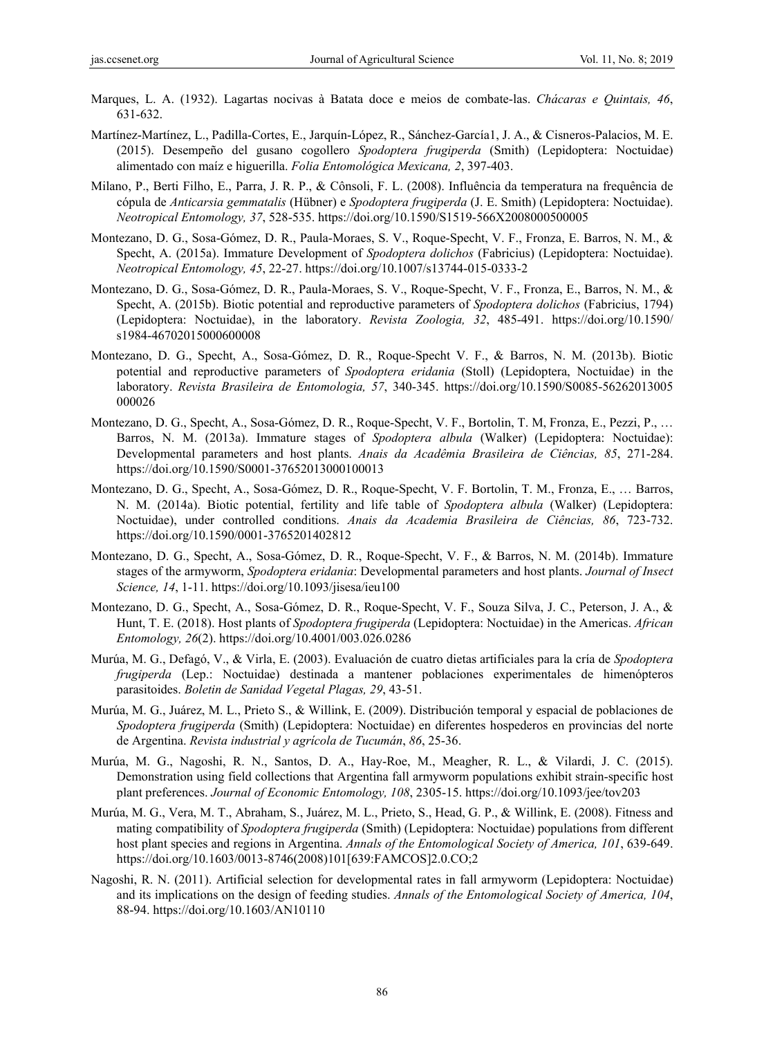Marques, L. A. (1932). Lagartas nocivas à Batata doce e meios de combate-las. *Chácaras e Quintais, 46*, 631-632.

Martínez-Martínez, L., Padilla-Cortes, E., Jarquín-López, R., Sánchez-García1, J. A., & Cisneros-Palacios, M. E. (2015). Desempeño del gusano cogollero *Spodoptera frugiperda* (Smith) (Lepidoptera: Noctuidae) alimentado con maíz e higuerilla. *Folia Entomológica Mexicana, 2*, 397-403.

Milano, P., Berti Filho, E., Parra, J. R. P., & Cônsoli, F. L. (2008). Influência da temperatura na frequência de cópula de *Anticarsia gemmatalis* (Hübner) e *Spodoptera frugiperda* (J. E. Smith) (Lepidoptera: Noctuidae). *Neotropical Entomology, 37*, 528-535. https://doi.org/10.1590/S1519-566X2008000500005

Montezano, D. G., Sosa-Gómez, D. R., Paula-Moraes, S. V., Roque-Specht, V. F., Fronza, E. Barros, N. M., & Specht, A. (2015a). Immature Development of *Spodoptera dolichos* (Fabricius) (Lepidoptera: Noctuidae). *Neotropical Entomology, 45*, 22-27. https://doi.org/10.1007/s13744-015-0333-2

Montezano, D. G., Sosa-Gómez, D. R., Paula-Moraes, S. V., Roque-Specht, V. F., Fronza, E., Barros, N. M., & Specht, A. (2015b). Biotic potential and reproductive parameters of *Spodoptera dolichos* (Fabricius, 1794) (Lepidoptera: Noctuidae), in the laboratory. *Revista Zoologia, 32*, 485-491. https://doi.org/10.1590/s1984-46702015000600008

Montezano, D. G., Specht, A., Sosa-Gómez, D. R., Roque-Specht V. F., & Barros, N. M. (2013b). Biotic potential and reproductive parameters of *Spodoptera eridania* (Stoll) (Lepidoptera, Noctuidae) in the laboratory. *Revista Brasileira de Entomologia, 57*, 340-345. https://doi.org/10.1590/S0085-56262013005000026

Montezano, D. G., Specht, A., Sosa-Gómez, D. R., Roque-Specht, V. F., Bortolin, T. M, Fronza, E., Pezzi, P., … Barros, N. M. (2013a). Immature stages of *Spodoptera albula* (Walker) (Lepidoptera: Noctuidae): Developmental parameters and host plants. *Anais da Acadêmia Brasileira de Ciências, 85*, 271-284. https://doi.org/10.1590/S0001-37652013000100013

Montezano, D. G., Specht, A., Sosa-Gómez, D. R., Roque-Specht, V. F. Bortolin, T. M., Fronza, E., … Barros, N. M. (2014a). Biotic potential, fertility and life table of *Spodoptera albula* (Walker) (Lepidoptera: Noctuidae), under controlled conditions. *Anais da Academia Brasileira de Ciências, 86*, 723-732. https://doi.org/10.1590/0001-3765201402812

Montezano, D. G., Specht, A., Sosa-Gómez, D. R., Roque-Specht, V. F., & Barros, N. M. (2014b). Immature stages of the armyworm, *Spodoptera eridania*: Developmental parameters and host plants. *Journal of Insect Science, 14*, 1-11. https://doi.org/10.1093/jisesa/ieu100

Montezano, D. G., Specht, A., Sosa-Gómez, D. R., Roque-Specht, V. F., Souza Silva, J. C., Peterson, J. A., & Hunt, T. E. (2018). Host plants of *Spodoptera frugiperda* (Lepidoptera: Noctuidae) in the Americas. *African Entomology, 26*(2). https://doi.org/10.4001/003.026.0286

Murúa, M. G., Defagó, V., & Virla, E. (2003). Evaluación de cuatro dietas artificiales para la cría de *Spodoptera frugiperda* (Lep.: Noctuidae) destinada a mantener poblaciones experimentales de himenópteros parasitoides. *Boletin de Sanidad Vegetal Plagas, 29*, 43-51.

Murúa, M. G., Juárez, M. L., Prieto S., & Willink, E. (2009). Distribución temporal y espacial de poblaciones de *Spodoptera frugiperda* (Smith) (Lepidoptera: Noctuidae) en diferentes hospederos en provincias del norte de Argentina. *Revista industrial y agrícola de Tucumán, 86*, 25-36.

Murúa, M. G., Nagoshi, R. N., Santos, D. A., Hay-Roe, M., Meagher, R. L., & Vilardi, J. C. (2015). Demonstration using field collections that Argentina fall armyworm populations exhibit strain-specific host plant preferences. *Journal of Economic Entomology, 108*, 2305-15. https://doi.org/10.1093/jee/tov203

Murúa, M. G., Vera, M. T., Abraham, S., Juárez, M. L., Prieto, S., Head, G. P., & Willink, E. (2008). Fitness and mating compatibility of *Spodoptera frugiperda* (Smith) (Lepidoptera: Noctuidae) populations from different host plant species and regions in Argentina. *Annals of the Entomological Society of America, 101*, 639-649. https://doi.org/10.1603/0013-8746(2008)101[639:FAMCOS]2.0.CO;2

Nagoshi, R. N. (2011). Artificial selection for developmental rates in fall armyworm (Lepidoptera: Noctuidae) and its implications on the design of feeding studies. *Annals of the Entomological Society of America, 104*, 88-94. https://doi.org/10.1603/AN10110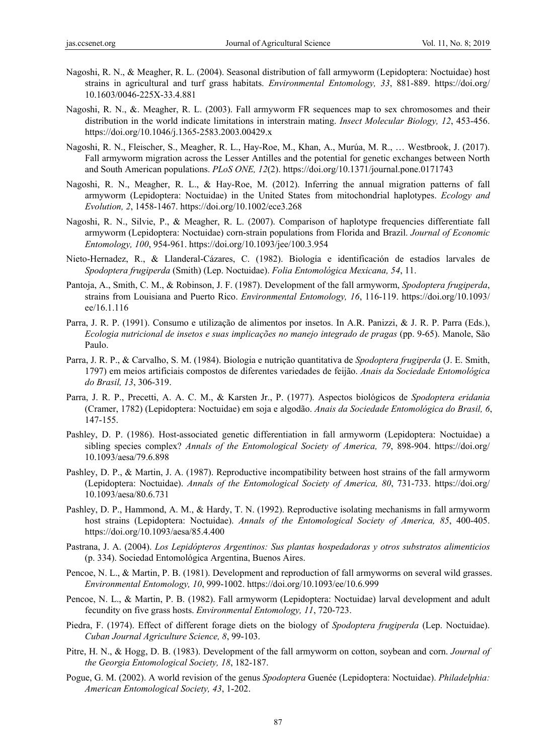Nagoshi, R. N., & Meagher, R. L. (2004). Seasonal distribution of fall armyworm (Lepidoptera: Noctuidae) host strains in agricultural and turf grass habitats. *Environmental Entomology, 33*, 881-889. https://doi.org/10.1603/0046-225X-33.4.881

Nagoshi, R. N., &. Meagher, R. L. (2003). Fall armyworm FR sequences map to sex chromosomes and their distribution in the world indicate limitations in interstrain mating. *Insect Molecular Biology, 12*, 453-456. https://doi.org/10.1046/j.1365-2583.2003.00429.x

Nagoshi, R. N., Fleischer, S., Meagher, R. L., Hay-Roe, M., Khan, A., Murúa, M. R., … Westbrook, J. (2017). Fall armyworm migration across the Lesser Antilles and the potential for genetic exchanges between North and South American populations. *PLoS ONE, 12*(2). https://doi.org/10.1371/journal.pone.0171743

Nagoshi, R. N., Meagher, R. L., & Hay-Roe, M. (2012). Inferring the annual migration patterns of fall armyworm (Lepidoptera: Noctuidae) in the United States from mitochondrial haplotypes. *Ecology and Evolution, 2*, 1458-1467. https://doi.org/10.1002/ece3.268

Nagoshi, R. N., Silvie, P., & Meagher, R. L. (2007). Comparison of haplotype frequencies differentiate fall armyworm (Lepidoptera: Noctuidae) corn-strain populations from Florida and Brazil. *Journal of Economic Entomology, 100*, 954-961. https://doi.org/10.1093/jee/100.3.954

Nieto-Hernadez, R., & Llanderal-Cázares, C. (1982). Biología e identificación de estadíos larvales de *Spodoptera frugiperda* (Smith) (Lep. Noctuidae). *Folia Entomológica Mexicana, 54*, 11.

Pantoja, A., Smith, C. M., & Robinson, J. F. (1987). Development of the fall armyworm, *Spodoptera frugiperda*, strains from Louisiana and Puerto Rico. *Environmental Entomology, 16*, 116-119. https://doi.org/10.1093/ee/16.1.116

Parra, J. R. P. (1991). Consumo e utilização de alimentos por insetos. In A.R. Panizzi, & J. R. P. Parra (Eds.), *Ecologia nutricional de insetos e suas implicações no manejo integrado de pragas* (pp. 9-65). Manole, São Paulo.

Parra, J. R. P., & Carvalho, S. M. (1984). Biologia e nutrição quantitativa de *Spodoptera frugiperda* (J. E. Smith, 1797) em meios artificiais compostos de diferentes variedades de feijão. *Anais da Sociedade Entomológica do Brasil, 13*, 306-319.

Parra, J. R. P., Precetti, A. A. C. M., & Karsten Jr., P. (1977). Aspectos biológicos de *Spodoptera eridania* (Cramer, 1782) (Lepidoptera: Noctuidae) em soja e algodão. *Anais da Sociedade Entomológica do Brasil, 6*, 147-155.

Pashley, D. P. (1986). Host-associated genetic differentiation in fall armyworm (Lepidoptera: Noctuidae) a sibling species complex? *Annals of the Entomological Society of America, 79*, 898-904. https://doi.org/10.1093/aesa/79.6.898

Pashley, D. P., & Martin, J. A. (1987). Reproductive incompatibility between host strains of the fall armyworm (Lepidoptera: Noctuidae). *Annals of the Entomological Society of America, 80*, 731-733. https://doi.org/10.1093/aesa/80.6.731

Pashley, D. P., Hammond, A. M., & Hardy, T. N. (1992). Reproductive isolating mechanisms in fall armyworm host strains (Lepidoptera: Noctuidae). *Annals of the Entomological Society of America, 85*, 400-405. https://doi.org/10.1093/aesa/85.4.400

Pastrana, J. A. (2004). *Los Lepidópteros Argentinos: Sus plantas hospedadoras y otros substratos alimenticios* (p. 334). Sociedad Entomológica Argentina, Buenos Aires.

Pencoe, N. L., & Martin, P. B. (1981). Development and reproduction of fall armyworms on several wild grasses. *Environmental Entomology, 10*, 999-1002. https://doi.org/10.1093/ee/10.6.999

Pencoe, N. L., & Martin, P. B. (1982). Fall armyworm (Lepidoptera: Noctuidae) larval development and adult fecundity on five grass hosts. *Environmental Entomology, 11*, 720-723.

Piedra, F. (1974). Effect of different forage diets on the biology of *Spodoptera frugiperda* (Lep. Noctuidae). *Cuban Journal Agriculture Science, 8*, 99-103.

Pitre, H. N., & Hogg, D. B. (1983). Development of the fall armyworm on cotton, soybean and corn. *Journal of the Georgia Entomological Society, 18*, 182-187.

Pogue, G. M. (2002). A world revision of the genus *Spodoptera* Guenée (Lepidoptera: Noctuidae). *Philadelphia: American Entomological Society, 43*, 1-202.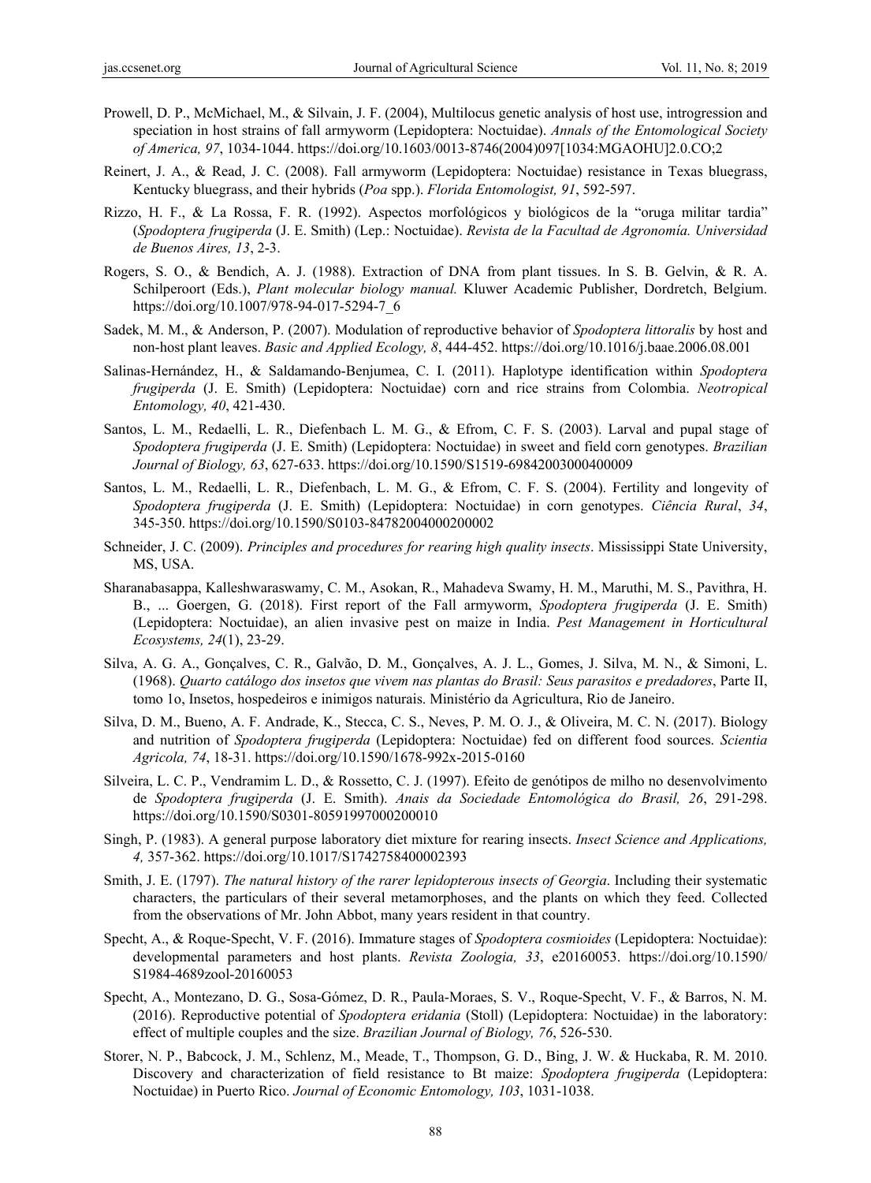Prowell, D. P., McMichael, M., & Silvain, J. F. (2004), Multilocus genetic analysis of host use, introgression and speciation in host strains of fall armyworm (Lepidoptera: Noctuidae). *Annals of the Entomological Society of America, 97*, 1034-1044. https://doi.org/10.1603/0013-8746(2004)097[1034:MGAOHU]2.0.CO;2

Reinert, J. A., & Read, J. C. (2008). Fall armyworm (Lepidoptera: Noctuidae) resistance in Texas bluegrass, Kentucky bluegrass, and their hybrids (*Poa* spp.). *Florida Entomologist, 91*, 592-597.

Rizzo, H. F., & La Rossa, F. R. (1992). Aspectos morfológicos y biológicos de la "oruga militar tardia" (*Spodoptera frugiperda* (J. E. Smith) (Lep.: Noctuidae). *Revista de la Facultad de Agronomía. Universidad de Buenos Aires, 13*, 2-3.

Rogers, S. O., & Bendich, A. J. (1988). Extraction of DNA from plant tissues. In S. B. Gelvin, & R. A. Schilperoort (Eds.), *Plant molecular biology manual.* Kluwer Academic Publisher, Dordretch, Belgium. https://doi.org/10.1007/978-94-017-5294-7_6

Sadek, M. M., & Anderson, P. (2007). Modulation of reproductive behavior of *Spodoptera littoralis* by host and non-host plant leaves. *Basic and Applied Ecology, 8*, 444-452. https://doi.org/10.1016/j.baae.2006.08.001

Salinas-Hernández, H., & Saldamando-Benjumea, C. I. (2011). Haplotype identification within *Spodoptera frugiperda* (J. E. Smith) (Lepidoptera: Noctuidae) corn and rice strains from Colombia. *Neotropical Entomology, 40*, 421-430.

Santos, L. M., Redaelli, L. R., Diefenbach L. M. G., & Efrom, C. F. S. (2003). Larval and pupal stage of *Spodoptera frugiperda* (J. E. Smith) (Lepidoptera: Noctuidae) in sweet and field corn genotypes. *Brazilian Journal of Biology, 63*, 627-633. https://doi.org/10.1590/S1519-69842003000400009

Santos, L. M., Redaelli, L. R., Diefenbach, L. M. G., & Efrom, C. F. S. (2004). Fertility and longevity of *Spodoptera frugiperda* (J. E. Smith) (Lepidoptera: Noctuidae) in corn genotypes. *Ciência Rural*, *34*, 345-350. https://doi.org/10.1590/S0103-84782004000200002

Schneider, J. C. (2009). *Principles and procedures for rearing high quality insects*. Mississippi State University, MS, USA.

Sharanabasappa, Kalleshwaraswamy, C. M., Asokan, R., Mahadeva Swamy, H. M., Maruthi, M. S., Pavithra, H. B., ... Goergen, G. (2018). First report of the Fall armyworm, *Spodoptera frugiperda* (J. E. Smith) (Lepidoptera: Noctuidae), an alien invasive pest on maize in India. *Pest Management in Horticultural Ecosystems, 24*(1), 23-29.

Silva, A. G. A., Gonçalves, C. R., Galvão, D. M., Gonçalves, A. J. L., Gomes, J. Silva, M. N., & Simoni, L. (1968). *Quarto catálogo dos insetos que vivem nas plantas do Brasil: Seus parasitos e predadores*, Parte II, tomo 1o, Insetos, hospedeiros e inimigos naturais. Ministério da Agricultura, Rio de Janeiro.

Silva, D. M., Bueno, A. F. Andrade, K., Stecca, C. S., Neves, P. M. O. J., & Oliveira, M. C. N. (2017). Biology and nutrition of *Spodoptera frugiperda* (Lepidoptera: Noctuidae) fed on different food sources. *Scientia Agricola, 74*, 18-31. https://doi.org/10.1590/1678-992x-2015-0160

Silveira, L. C. P., Vendramim L. D., & Rossetto, C. J. (1997). Efeito de genótipos de milho no desenvolvimento de *Spodoptera frugiperda* (J. E. Smith). *Anais da Sociedade Entomológica do Brasil, 26*, 291-298. https://doi.org/10.1590/S0301-80591997000200010

Singh, P. (1983). A general purpose laboratory diet mixture for rearing insects. *Insect Science and Applications, 4,* 357-362. https://doi.org/10.1017/S1742758400002393

Smith, J. E. (1797). *The natural history of the rarer lepidopterous insects of Georgia*. Including their systematic characters, the particulars of their several metamorphoses, and the plants on which they feed. Collected from the observations of Mr. John Abbot, many years resident in that country.

Specht, A., & Roque-Specht, V. F. (2016). Immature stages of *Spodoptera cosmioides* (Lepidoptera: Noctuidae): developmental parameters and host plants. *Revista Zoologia, 33*, e20160053. https://doi.org/10.1590/S1984-4689zool-20160053

Specht, A., Montezano, D. G., Sosa-Gómez, D. R., Paula-Moraes, S. V., Roque-Specht, V. F., & Barros, N. M. (2016). Reproductive potential of *Spodoptera eridania* (Stoll) (Lepidoptera: Noctuidae) in the laboratory: effect of multiple couples and the size. *Brazilian Journal of Biology, 76*, 526-530.

Storer, N. P., Babcock, J. M., Schlenz, M., Meade, T., Thompson, G. D., Bing, J. W. & Huckaba, R. M. 2010. Discovery and characterization of field resistance to Bt maize: *Spodoptera frugiperda* (Lepidoptera: Noctuidae) in Puerto Rico. *Journal of Economic Entomology, 103*, 1031-1038.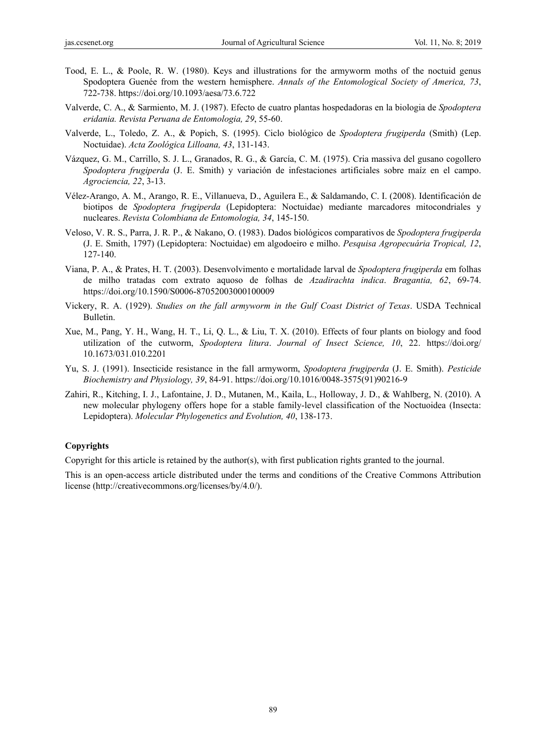Tood, E. L., & Poole, R. W. (1980). Keys and illustrations for the armyworm moths of the noctuid genus Spodoptera Guenée from the western hemisphere. *Annals of the Entomological Society of America, 73*, 722-738. https://doi.org/10.1093/aesa/73.6.722

Valverde, C. A., & Sarmiento, M. J. (1987). Efecto de cuatro plantas hospedadoras en la biologia de *Spodoptera eridania. Revista Peruana de Entomologia, 29*, 55-60.

Valverde, L., Toledo, Z. A., & Popich, S. (1995). Ciclo biológico de *Spodoptera frugiperda* (Smith) (Lep. Noctuidae). *Acta Zoológica Lilloana, 43*, 131-143.

Vázquez, G. M., Carrillo, S. J. L., Granados, R. G., & García, C. M. (1975). Cria massiva del gusano cogollero *Spodoptera frugiperda* (J. E. Smith) y variación de infestaciones artificiales sobre maíz en el campo. *Agrociencia, 22*, 3-13.

Vélez-Arango, A. M., Arango, R. E., Villanueva, D., Aguilera E., & Saldamando, C. I. (2008). Identificación de biotipos de *Spodoptera frugiperda* (Lepidoptera: Noctuidae) mediante marcadores mitocondriales y nucleares. *Revista Colombiana de Entomologia, 34*, 145-150.

Veloso, V. R. S., Parra, J. R. P., & Nakano, O. (1983). Dados biológicos comparativos de *Spodoptera frugiperda* (J. E. Smith, 1797) (Lepidoptera: Noctuidae) em algodoeiro e milho. *Pesquisa Agropecuária Tropical, 12*, 127-140.

Viana, P. A., & Prates, H. T. (2003). Desenvolvimento e mortalidade larval de *Spodoptera frugiperda* em folhas de milho tratadas com extrato aquoso de folhas de *Azadirachta indica*. *Bragantia, 62*, 69-74. https://doi.org/10.1590/S0006-87052003000100009

Vickery, R. A. (1929). *Studies on the fall armyworm in the Gulf Coast District of Texas*. USDA Technical Bulletin.

Xue, M., Pang, Y. H., Wang, H. T., Li, Q. L., & Liu, T. X. (2010). Effects of four plants on biology and food utilization of the cutworm, *Spodoptera litura*. *Journal of Insect Science, 10*, 22. https://doi.org/10.1673/031.010.2201

Yu, S. J. (1991). Insecticide resistance in the fall armyworm, *Spodoptera frugiperda* (J. E. Smith). *Pesticide Biochemistry and Physiology, 39*, 84-91. https://doi.org/10.1016/0048-3575(91)90216-9

Zahiri, R., Kitching, I. J., Lafontaine, J. D., Mutanen, M., Kaila, L., Holloway, J. D., & Wahlberg, N. (2010). A new molecular phylogeny offers hope for a stable family-level classification of the Noctuoidea (Insecta: Lepidoptera). *Molecular Phylogenetics and Evolution, 40*, 138-173.

### Copyrights

Copyright for this article is retained by the author(s), with first publication rights granted to the journal.

This is an open-access article distributed under the terms and conditions of the Creative Commons Attribution license (http://creativecommons.org/licenses/by/4.0/).